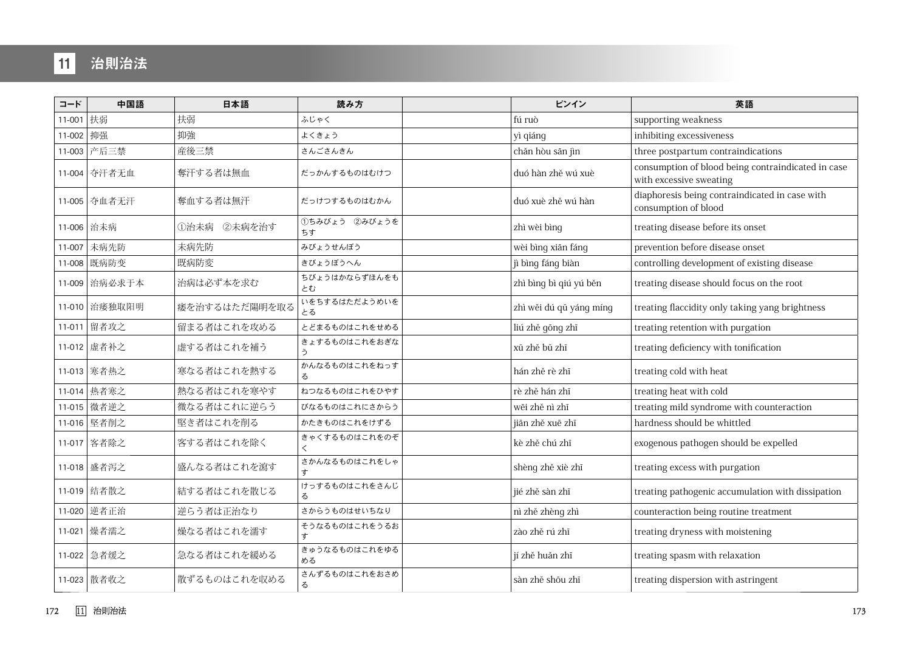# 11 治則治法

| コード | 中国語 | 日本語 | 読み方 | | ピンイン | 英語 |
|---|---|---|---|---|---|---|
| 11-001 | 扶弱 | 扶弱 | ふじゃく | | fú ruò | supporting weakness |
| 11-002 | 抑强 | 抑強 | よくきょう | | yì qiáng | inhibiting excessiveness |
| 11-003 | 产后三禁 | 産後三禁 | さんごさんきん | | chǎn hòu sān jìn | three postpartum contraindications |
| 11-004 | 夺汗者无血 | 奪汗する者は無血 | だっかんするものはむけつ | | duó hàn zhě wú xuè | consumption of blood being contraindicated in case with excessive sweating |
| 11-005 | 夺血者无汗 | 奪血する者は無汗 | だっけつするものはむかん | | duó xuè zhě wú hàn | diaphoresis being contraindicated in case with consumption of blood |
| 11-006 | 治未病 | ①治未病　②未病を治す | ①ちみびょう　②みびょうをちす | | zhì wèi bìng | treating disease before its onset |
| 11-007 | 未病先防 | 未病先防 | みびょうせんぼう | | wèi bìng xiān fáng | prevention before disease onset |
| 11-008 | 既病防变 | 既病防変 | きびょうぼうへん | | jì bìng fáng biàn | controlling development of existing disease |
| 11-009 | 治病必求于本 | 治病は必ず本を求む | ちびょうはかならずほんをもとむ | | zhì bìng bì qiú yú běn | treating disease should focus on the root |
| 11-010 | 治痿独取阳明 | 痿を治するはただ陽明を取る | いをちするはただようめいをとる | | zhì wěi dú qǔ yáng míng | treating flaccidity only taking yang brightness |
| 11-011 | 留者攻之 | 留まる者はこれを攻める | とどまるものはこれをせめる | | liú zhě gōng zhī | treating retention with purgation |
| 11-012 | 虚者补之 | 虚する者はこれを補う | きょするものはこれをおぎなう | | xū zhě bǔ zhī | treating deficiency with tonification |
| 11-013 | 寒者热之 | 寒なる者はこれを熱する | かんなるものはこれをねっする | | hán zhě rè zhī | treating cold with heat |
| 11-014 | 热者寒之 | 熱なる者はこれを寒やす | ねつなるものはこれをひやす | | rè zhě hán zhī | treating heat with cold |
| 11-015 | 微者逆之 | 微なる者はこれに逆らう | びなるものはこれにさからう | | wēi zhě nì zhī | treating mild syndrome with counteraction |
| 11-016 | 坚者削之 | 堅き者はこれを削る | かたきものはこれをけずる | | jiān zhě xuē zhī | hardness should be whittled |
| 11-017 | 客者除之 | 客する者はこれを除く | きゃくするものはこれをのぞく | | kè zhě chú zhī | exogenous pathogen should be expelled |
| 11-018 | 盛者泻之 | 盛んなる者はこれを瀉す | さかんなるものはこれをしゃす | | shèng zhě xiè zhī | treating excess with purgation |
| 11-019 | 结者散之 | 結する者はこれを散じる | けっするものはこれをさんじる | | jié zhě sàn zhī | treating pathogenic accumulation with dissipation |
| 11-020 | 逆者正治 | 逆らう者は正治なり | さからうものはせいちなり | | nì zhě zhèng zhì | counteraction being routine treatment |
| 11-021 | 燥者濡之 | 燥なる者はこれを濡す | そうなるものはこれをうるおす | | zào zhě rú zhī | treating dryness with moistening |
| 11-022 | 急者缓之 | 急なる者はこれを緩める | きゅうなるものはこれをゆるめる | | jí zhě huǎn zhī | treating spasm with relaxation |
| 11-023 | 散者收之 | 散ずるものはこれを収める | さんずるものはこれをおさめる | | sàn zhě shōu zhī | treating dispersion with astringent |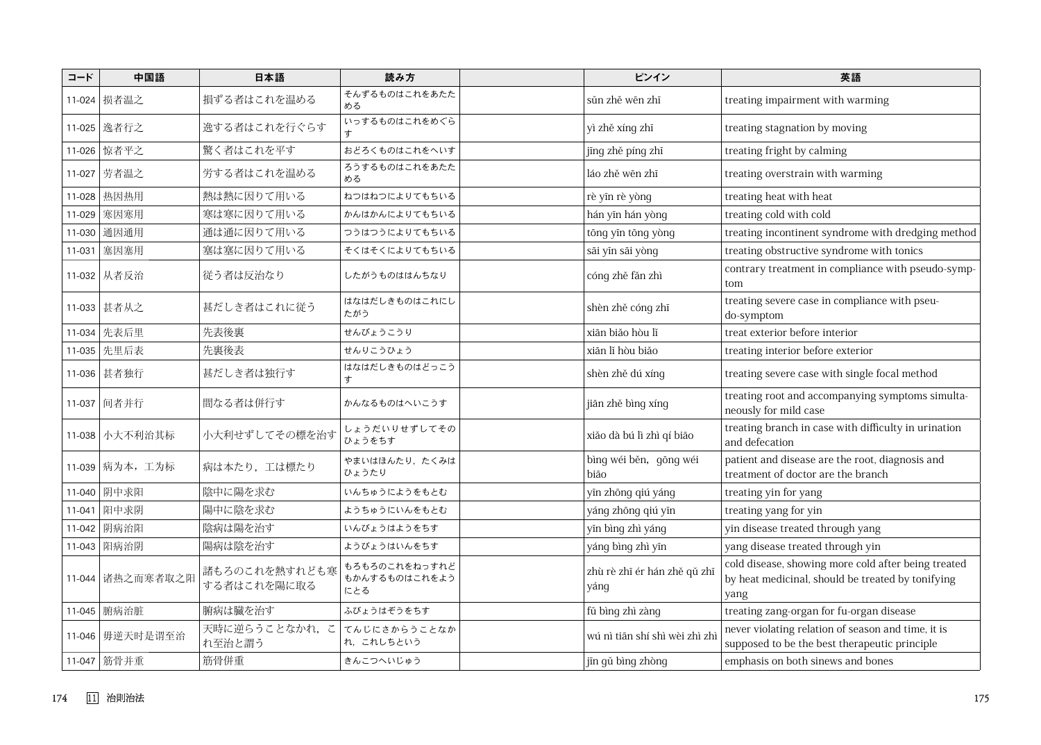| コード | 中国語 | 日本語 | 読み方 | | ピンイン | 英語 |
|---|---|---|---|---|---|---|
| 11-024 | 损者温之 | 損ずる者はこれを温める | そんずるものはこれをあたためる | | sǔn zhě wēn zhī | treating impairment with warming |
| 11-025 | 逸者行之 | 逸する者はこれを行ぐらす | いっするものはこれをめぐらす | | yì zhě xíng zhī | treating stagnation by moving |
| 11-026 | 惊者平之 | 驚く者はこれを平す | おどろくものはこれをへいす | | jīng zhě píng zhī | treating fright by calming |
| 11-027 | 劳者温之 | 労する者はこれを温める | ろうするものはこれをあたためる | | láo zhě wēn zhī | treating overstrain with warming |
| 11-028 | 热因热用 | 熱は熱に因りて用いる | ねつはねつによりてもちいる | | rè yīn rè yòng | treating heat with heat |
| 11-029 | 寒因寒用 | 寒は寒に因りて用いる | かんはかんによりてもちいる | | hán yīn hán yòng | treating cold with cold |
| 11-030 | 通因通用 | 通は通に因りて用いる | つうはつうによりてもちいる | | tōng yīn tōng yòng | treating incontinent syndrome with dredging method |
| 11-031 | 塞因塞用 | 塞は塞に因りて用いる | そくはそくによりてもちいる | | sāi yīn sāi yòng | treating obstructive syndrome with tonics |
| 11-032 | 从者反治 | 従う者は反治なり | したがうものははんちなり | | cóng zhě fǎn zhì | contrary treatment in compliance with pseudo-symptom |
| 11-033 | 甚者从之 | 甚だしき者はこれに従う | はなはだしきものはこれにしたがう | | shèn zhě cóng zhī | treating severe case in compliance with pseudo-symptom |
| 11-034 | 先表后里 | 先表後裏 | せんぴょうこうり | | xiān biǎo hòu lǐ | treat exterior before interior |
| 11-035 | 先里后表 | 先裏後表 | せんりこうひょう | | xiān lǐ hòu biǎo | treating interior before exterior |
| 11-036 | 甚者独行 | 甚だしき者は独行す | はなはだしきものはどっこうす | | shèn zhě dú xíng | treating severe case with single focal method |
| 11-037 | 间者并行 | 間なる者は併行す | かんなるものはへいこうす | | jiān zhě bìng xíng | treating root and accompanying symptoms simultaneously for mild case |
| 11-038 | 小大不利治其标 | 小大利せずしてその標を治す | しょうだいりせずしてそのひょうをちす | | xiǎo dà bú lì zhì qí biāo | treating branch in case with difficulty in urination and defecation |
| 11-039 | 病为本，工为标 | 病は本たり，工は標たり | やまいはほんたり，たくみはひょうたり | | bìng wéi běn，gōng wéi biāo | patient and disease are the root, diagnosis and treatment of doctor are the branch |
| 11-040 | 阴中求阳 | 陰中に陽を求む | いんちゅうにようをもとむ | | yīn zhōng qiú yáng | treating yin for yang |
| 11-041 | 阳中求阴 | 陽中に陰を求む | ようちゅうにいんをもとむ | | yáng zhōng qiú yīn | treating yang for yin |
| 11-042 | 阴病治阳 | 陰病は陽を治す | いんびょうはようをちす | | yīn bìng zhì yáng | yin disease treated through yang |
| 11-043 | 阳病治阴 | 陽病は陰を治す | ようびょうはいんをちす | | yáng bìng zhì yīn | yang disease treated through yin |
| 11-044 | 诸热之而寒者取之阳 | 諸もろのこれを熱すれども寒する者はこれを陽に取る | もろもろのこれをねっすれどもかんするものはこれをようにとる | | zhù rè zhī ér hán zhě qǔ zhī yáng | cold disease, showing more cold after being treated by heat medicinal, should be treated by tonifying yang |
| 11-045 | 腑病治脏 | 腑病は臓を治す | ふびょうはぞうをちす | | fǔ bìng zhì zàng | treating zang-organ for fu-organ disease |
| 11-046 | 毋逆天时是谓至治 | 天時に逆らうことなかれ，これ至治と謂う | てんじにさからうことなかれ，これしちという | | wú nì tiān shí shì wèi zhì zhì | never violating relation of season and time, it is supposed to be the best therapeutic principle |
| 11-047 | 筋骨并重 | 筋骨併重 | きんこつへいじゅう | | jīn gǔ bìng zhòng | emphasis on both sinews and bones |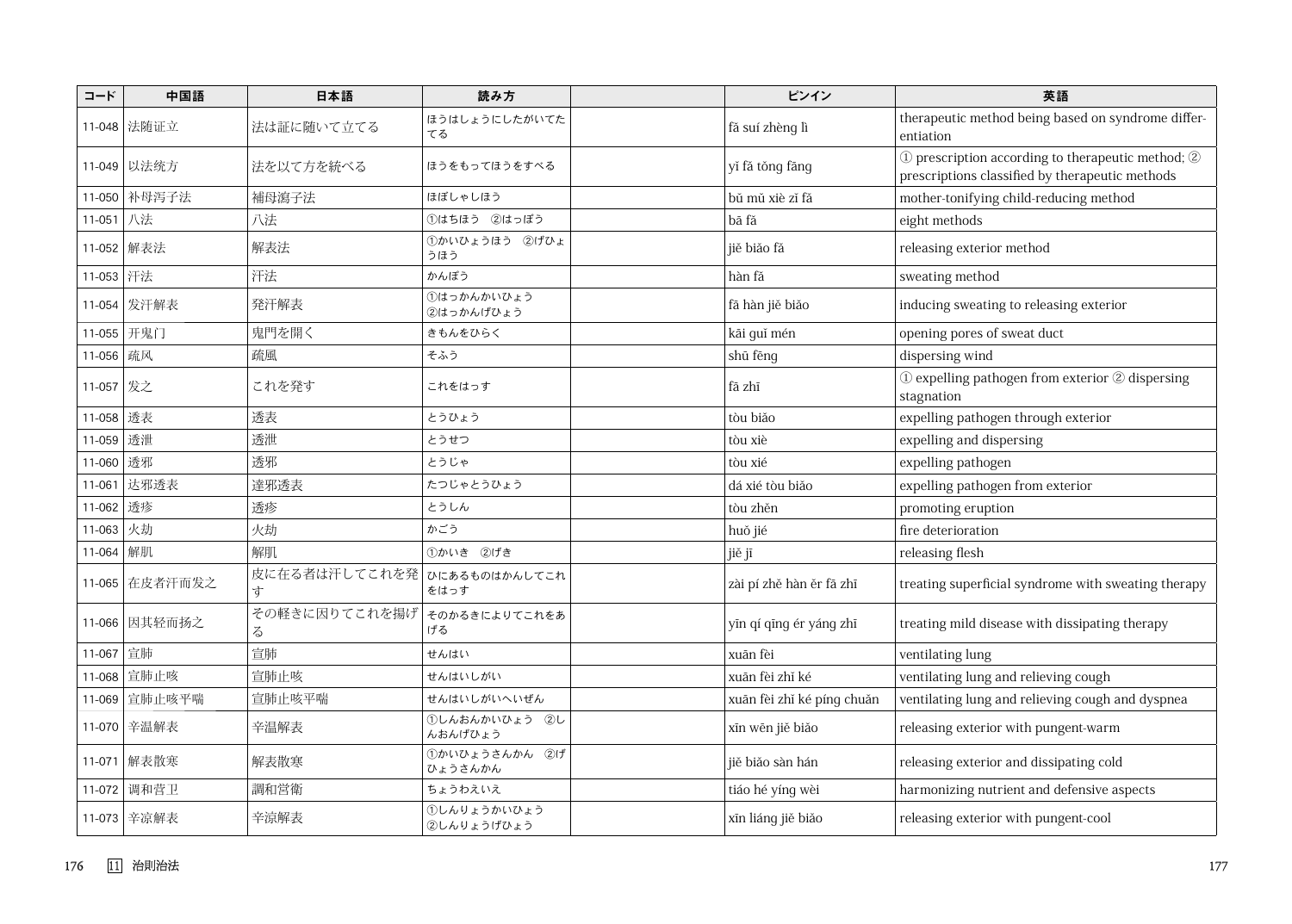| コード | 中国語 | 日本語 | 読み方 | ピンイン | 英語 |
|---|---|---|---|---|---|
| 11-048 | 法随证立 | 法は証に随いて立てる | ほうはしょうにしたがいてたてる | fǎ suí zhèng lì | therapeutic method being based on syndrome differentiation |
| 11-049 | 以法统方 | 法を以て方を統べる | ほうをもってほうをすべる | yǐ fǎ tǒng fāng | ① prescription according to therapeutic method; ② prescriptions classified by therapeutic methods |
| 11-050 | 补母泻子法 | 補母瀉子法 | ほぼしゃしほう | bǔ mǔ xiè zǐ fǎ | mother-tonifying child-reducing method |
| 11-051 | 八法 | 八法 | ①はちほう　②はっぽう | bā fǎ | eight methods |
| 11-052 | 解表法 | 解表法 | ①かいひょうほう　②げひょうほう | jiě biǎo fǎ | releasing exterior method |
| 11-053 | 汗法 | 汗法 | かんぽう | hàn fǎ | sweating method |
| 11-054 | 发汗解表 | 発汗解表 | ①はっかんかいひょう<br>②はっかんげひょう | fā hàn jiě biǎo | inducing sweating to releasing exterior |
| 11-055 | 开鬼门 | 鬼門を開く | きもんをひらく | kāi guǐ mén | opening pores of sweat duct |
| 11-056 | 疏风 | 疏風 | そふう | shū fēng | dispersing wind |
| 11-057 | 发之 | これを発す | これをはっす | fā zhī | ① expelling pathogen from exterior ② dispersing stagnation |
| 11-058 | 透表 | 透表 | とうひょう | tòu biǎo | expelling pathogen through exterior |
| 11-059 | 透泄 | 透泄 | とうせつ | tòu xiè | expelling and dispersing |
| 11-060 | 透邪 | 透邪 | とうじゃ | tòu xié | expelling pathogen |
| 11-061 | 达邪透表 | 達邪透表 | たつじゃとうひょう | dá xié tòu biǎo | expelling pathogen from exterior |
| 11-062 | 透疹 | 透疹 | とうしん | tòu zhěn | promoting eruption |
| 11-063 | 火劫 | 火劫 | かごう | huǒ jié | fire deterioration |
| 11-064 | 解肌 | 解肌 | ①かいき　②げき | jiě jī | releasing flesh |
| 11-065 | 在皮者汗而发之 | 皮に在る者は汗してこれを発す | ひにあるものはかんしてこれをはっす | zài pí zhě hàn ěr fā zhī | treating superficial syndrome with sweating therapy |
| 11-066 | 因其轻而扬之 | その軽きに因りてこれを揚げる | そのかるきによりてこれをあげる | yīn qí qīng ér yáng zhī | treating mild disease with dissipating therapy |
| 11-067 | 宣肺 | 宣肺 | せんはい | xuān fèi | ventilating lung |
| 11-068 | 宣肺止咳 | 宣肺止咳 | せんはいしがい | xuān fèi zhǐ ké | ventilating lung and relieving cough |
| 11-069 | 宣肺止咳平喘 | 宣肺止咳平喘 | せんはいしがいへいぜん | xuān fèi zhǐ ké píng chuǎn | ventilating lung and relieving cough and dyspnea |
| 11-070 | 辛温解表 | 辛温解表 | ①しんおんかいひょう　②しんおんげひょう | xīn wēn jiě biǎo | releasing exterior with pungent-warm |
| 11-071 | 解表散寒 | 解表散寒 | ①かいひょうさんかん　②げひょうさんかん | jiě biǎo sàn hán | releasing exterior and dissipating cold |
| 11-072 | 调和营卫 | 調和営衛 | ちょうわえいえ | tiáo hé yíng wèi | harmonizing nutrient and defensive aspects |
| 11-073 | 辛凉解表 | 辛涼解表 | ①しんりょうかいひょう<br>②しんりょうげひょう | xīn liáng jiě biǎo | releasing exterior with pungent-cool |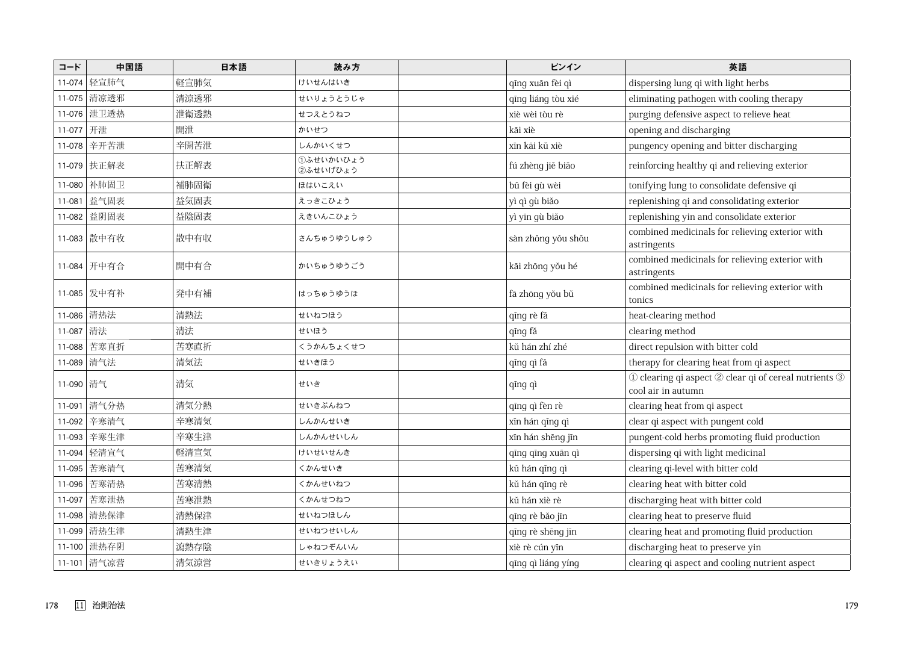| コード | 中国語 | 日本語 | 読み方 | | ピンイン | 英語 |
|---|---|---|---|---|---|---|
| 11-074 | 轻宣肺气 | 軽宣肺気 | けいせんはいき | | qīng xuān fèi qì | dispersing lung qi with light herbs |
| 11-075 | 清凉透邪 | 清涼透邪 | せいりょうとうじゃ | | qīng liáng tòu xié | eliminating pathogen with cooling therapy |
| 11-076 | 泄卫透热 | 泄衛透熱 | せつえとうねつ | | xiè wèi tòu rè | purging defensive aspect to relieve heat |
| 11-077 | 开泄 | 開泄 | かいせつ | | kāi xiè | opening and discharging |
| 11-078 | 辛开苦泄 | 辛開苦泄 | しんかいくせつ | | xīn kāi kǔ xiè | pungency opening and bitter discharging |
| 11-079 | 扶正解表 | 扶正解表 | ①ふせいかいひょう ②ふせいげひょう | | fú zhèng jiě biǎo | reinforcing healthy qi and relieving exterior |
| 11-080 | 补肺固卫 | 補肺固衛 | ほはいこえい | | bǔ fèi gù wèi | tonifying lung to consolidate defensive qi |
| 11-081 | 益气固表 | 益気固表 | えっきこひょう | | yì qì gù biǎo | replenishing qi and consolidating exterior |
| 11-082 | 益阴固表 | 益陰固表 | えきいんこひょう | | yì yīn gù biǎo | replenishing yin and consolidate exterior |
| 11-083 | 散中有收 | 散中有収 | さんちゅうゆうしゅう | | sàn zhōng yǒu shōu | combined medicinals for relieving exterior with astringents |
| 11-084 | 开中有合 | 開中有合 | かいちゅうゆうごう | | kāi zhōng yǒu hé | combined medicinals for relieving exterior with astringents |
| 11-085 | 发中有补 | 発中有補 | はっちゅうゆうほ | | fā zhōng yǒu bǔ | combined medicinals for relieving exterior with tonics |
| 11-086 | 清热法 | 清熱法 | せいねつほう | | qīng rè fǎ | heat-clearing method |
| 11-087 | 清法 | 清法 | せいほう | | qīng fǎ | clearing method |
| 11-088 | 苦寒直折 | 苦寒直折 | くうかんちょくせつ | | kǔ hán zhí zhé | direct repulsion with bitter cold |
| 11-089 | 清气法 | 清気法 | せいきほう | | qīng qì fǎ | therapy for clearing heat from qi aspect |
| 11-090 | 清气 | 清気 | せいき | | qīng qì | ① clearing qi aspect ② clear qi of cereal nutrients ③ cool air in autumn |
| 11-091 | 清气分热 | 清気分熱 | せいきぶんねつ | | qīng qì fèn rè | clearing heat from qi aspect |
| 11-092 | 辛寒清气 | 辛寒清気 | しんかんせいき | | xīn hán qīng qì | clear qi aspect with pungent cold |
| 11-093 | 辛寒生津 | 辛寒生津 | しんかんせいしん | | xīn hán shēng jīn | pungent-cold herbs promoting fluid production |
| 11-094 | 轻清宣气 | 軽清宣気 | けいせいせんき | | qīng qīng xuān qì | dispersing qi with light medicinal |
| 11-095 | 苦寒清气 | 苦寒清気 | くかんせいき | | kǔ hán qīng qì | clearing qi-level with bitter cold |
| 11-096 | 苦寒清热 | 苦寒清熱 | くかんせいねつ | | kǔ hán qīng rè | clearing heat with bitter cold |
| 11-097 | 苦寒泄热 | 苦寒泄熱 | くかんせつねつ | | kǔ hán xiè rè | discharging heat with bitter cold |
| 11-098 | 清热保津 | 清熱保津 | せいねつほしん | | qīng rè bǎo jīn | clearing heat to preserve fluid |
| 11-099 | 清热生津 | 清熱生津 | せいねつせいしん | | qīng rè shēng jīn | clearing heat and promoting fluid production |
| 11-100 | 泄热存阴 | 瀉熱存陰 | しゃねつぞんいん | | xiè rè cún yīn | discharging heat to preserve yin |
| 11-101 | 清气凉营 | 清気涼営 | せいきりょうえい | | qīng qì liáng yíng | clearing qi aspect and cooling nutrient aspect |